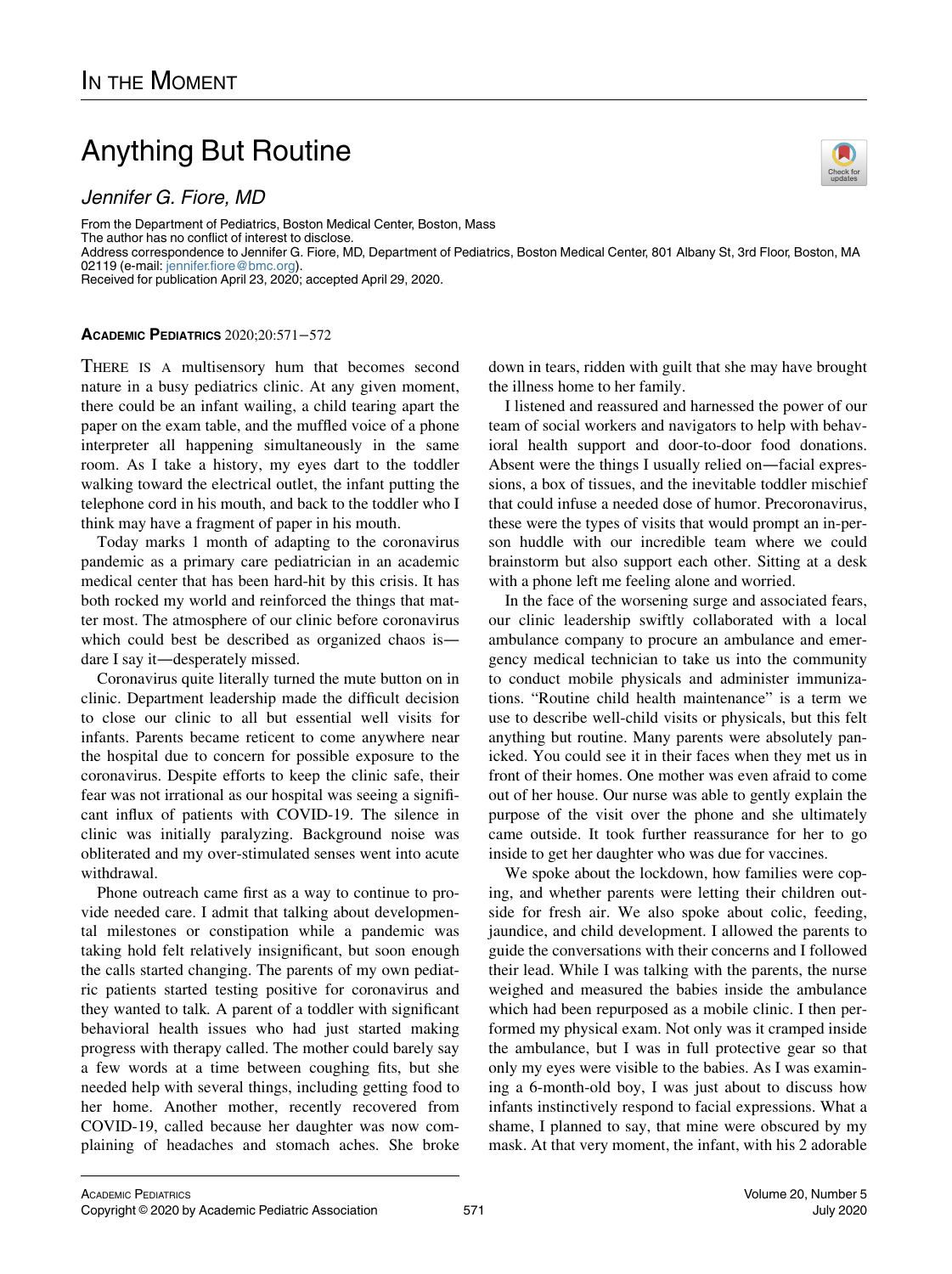## In the Moment

# Anything But Routine

*Jennifer G. Fiore, MD*

From the Department of Pediatrics, Boston Medical Center, Boston, Mass
The author has no conflict of interest to disclose.
Address correspondence to Jennifer G. Fiore, MD, Department of Pediatrics, Boston Medical Center, 801 Albany St, 3rd Floor, Boston, MA 02119 (e-mail: jennifer.fiore@bmc.org).
Received for publication April 23, 2020; accepted April 29, 2020.

**Academic Pediatrics** 2020;20:571−572

There is a multisensory hum that becomes second nature in a busy pediatrics clinic. At any given moment, there could be an infant wailing, a child tearing apart the paper on the exam table, and the muffled voice of a phone interpreter all happening simultaneously in the same room. As I take a history, my eyes dart to the toddler walking toward the electrical outlet, the infant putting the telephone cord in his mouth, and back to the toddler who I think may have a fragment of paper in his mouth.

Today marks 1 month of adapting to the coronavirus pandemic as a primary care pediatrician in an academic medical center that has been hard-hit by this crisis. It has both rocked my world and reinforced the things that matter most. The atmosphere of our clinic before coronavirus which could best be described as organized chaos is—dare I say it—desperately missed.

Coronavirus quite literally turned the mute button on in clinic. Department leadership made the difficult decision to close our clinic to all but essential well visits for infants. Parents became reticent to come anywhere near the hospital due to concern for possible exposure to the coronavirus. Despite efforts to keep the clinic safe, their fear was not irrational as our hospital was seeing a significant influx of patients with COVID-19. The silence in clinic was initially paralyzing. Background noise was obliterated and my over-stimulated senses went into acute withdrawal.

Phone outreach came first as a way to continue to provide needed care. I admit that talking about developmental milestones or constipation while a pandemic was taking hold felt relatively insignificant, but soon enough the calls started changing. The parents of my own pediatric patients started testing positive for coronavirus and they wanted to talk. A parent of a toddler with significant behavioral health issues who had just started making progress with therapy called. The mother could barely say a few words at a time between coughing fits, but she needed help with several things, including getting food to her home. Another mother, recently recovered from COVID-19, called because her daughter was now complaining of headaches and stomach aches. She broke down in tears, ridden with guilt that she may have brought the illness home to her family.

I listened and reassured and harnessed the power of our team of social workers and navigators to help with behavioral health support and door-to-door food donations. Absent were the things I usually relied on—facial expressions, a box of tissues, and the inevitable toddler mischief that could infuse a needed dose of humor. Precoronavirus, these were the types of visits that would prompt an in-person huddle with our incredible team where we could brainstorm but also support each other. Sitting at a desk with a phone left me feeling alone and worried.

In the face of the worsening surge and associated fears, our clinic leadership swiftly collaborated with a local ambulance company to procure an ambulance and emergency medical technician to take us into the community to conduct mobile physicals and administer immunizations. "Routine child health maintenance" is a term we use to describe well-child visits or physicals, but this felt anything but routine. Many parents were absolutely panicked. You could see it in their faces when they met us in front of their homes. One mother was even afraid to come out of her house. Our nurse was able to gently explain the purpose of the visit over the phone and she ultimately came outside. It took further reassurance for her to go inside to get her daughter who was due for vaccines.

We spoke about the lockdown, how families were coping, and whether parents were letting their children outside for fresh air. We also spoke about colic, feeding, jaundice, and child development. I allowed the parents to guide the conversations with their concerns and I followed their lead. While I was talking with the parents, the nurse weighed and measured the babies inside the ambulance which had been repurposed as a mobile clinic. I then performed my physical exam. Not only was it cramped inside the ambulance, but I was in full protective gear so that only my eyes were visible to the babies. As I was examining a 6-month-old boy, I was just about to discuss how infants instinctively respond to facial expressions. What a shame, I planned to say, that mine were obscured by my mask. At that very moment, the infant, with his 2 adorable

Copyright © 2020 by Academic Pediatric Association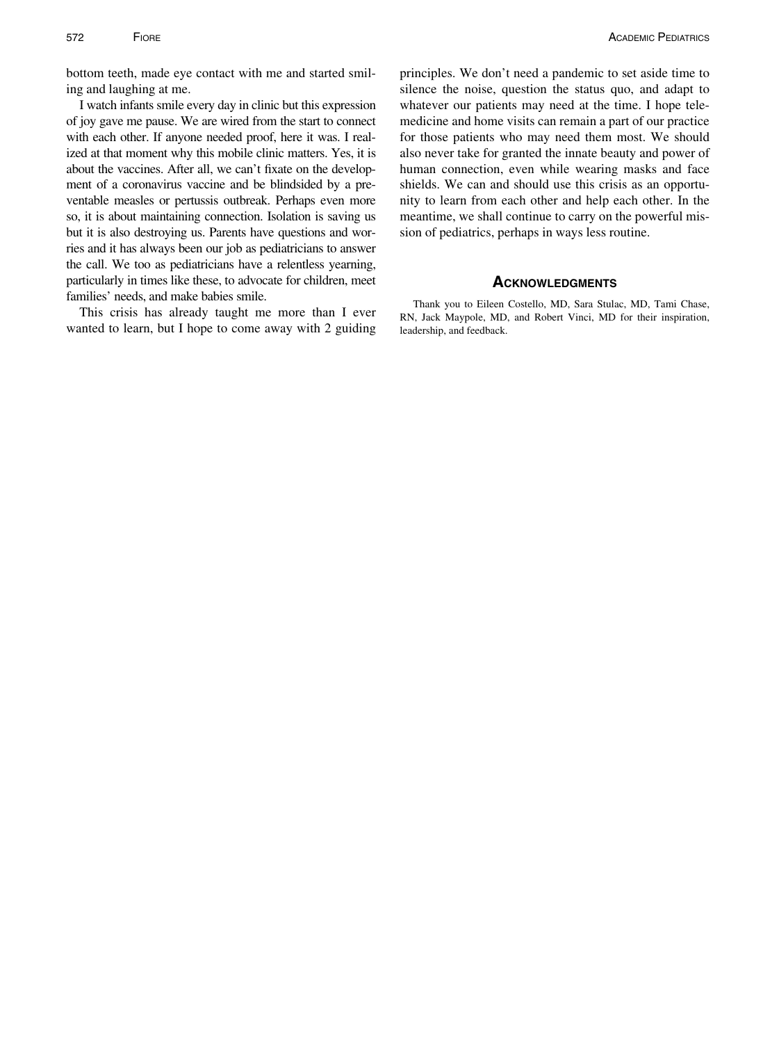bottom teeth, made eye contact with me and started smiling and laughing at me.

I watch infants smile every day in clinic but this expression of joy gave me pause. We are wired from the start to connect with each other. If anyone needed proof, here it was. I realized at that moment why this mobile clinic matters. Yes, it is about the vaccines. After all, we can't fixate on the development of a coronavirus vaccine and be blindsided by a preventable measles or pertussis outbreak. Perhaps even more so, it is about maintaining connection. Isolation is saving us but it is also destroying us. Parents have questions and worries and it has always been our job as pediatricians to answer the call. We too as pediatricians have a relentless yearning, particularly in times like these, to advocate for children, meet families' needs, and make babies smile.

This crisis has already taught me more than I ever wanted to learn, but I hope to come away with 2 guiding principles. We don't need a pandemic to set aside time to silence the noise, question the status quo, and adapt to whatever our patients may need at the time. I hope telemedicine and home visits can remain a part of our practice for those patients who may need them most. We should also never take for granted the innate beauty and power of human connection, even while wearing masks and face shields. We can and should use this crisis as an opportunity to learn from each other and help each other. In the meantime, we shall continue to carry on the powerful mission of pediatrics, perhaps in ways less routine.

## Acknowledgments

Thank you to Eileen Costello, MD, Sara Stulac, MD, Tami Chase, RN, Jack Maypole, MD, and Robert Vinci, MD for their inspiration, leadership, and feedback.